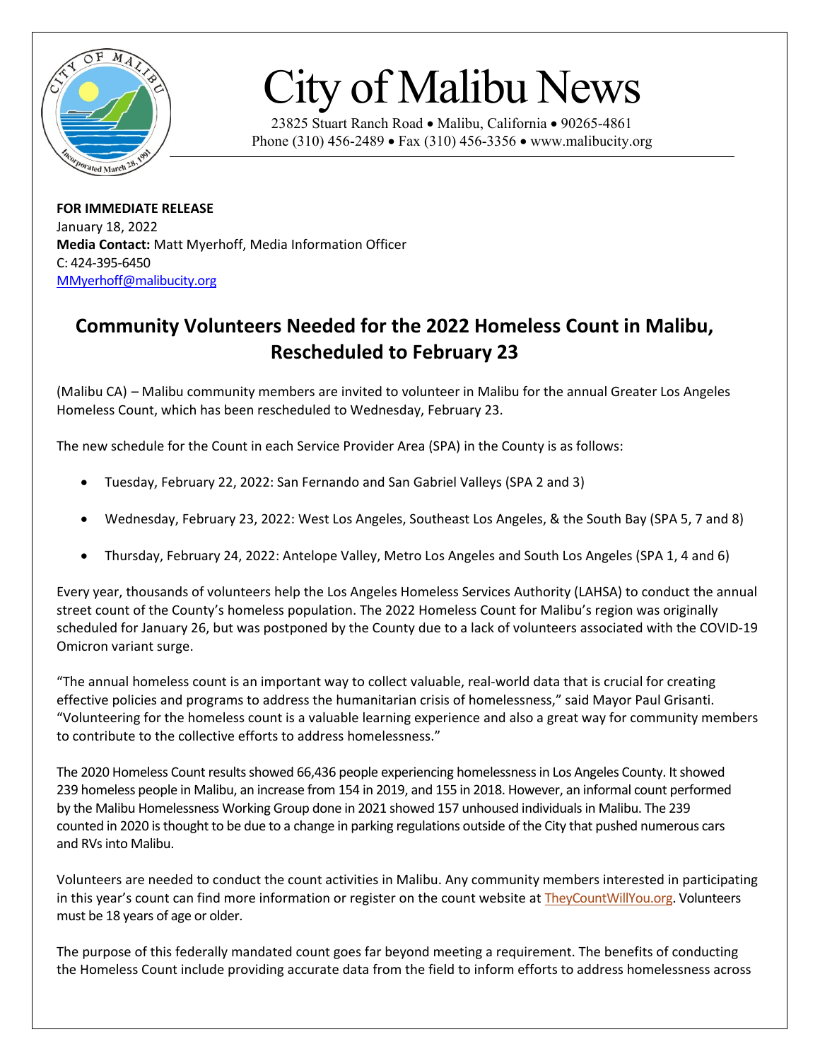# City of Malibu News

23825 Stuart Ranch Road • Malibu, California • 90265-4861
Phone (310) 456-2489 • Fax (310) 456-3356 • www.malibucity.org

**FOR IMMEDIATE RELEASE**
January 18, 2022
**Media Contact:** Matt Myerhoff, Media Information Officer
C: 424-395-6450
MMyerhoff@malibucity.org

## Community Volunteers Needed for the 2022 Homeless Count in Malibu, Rescheduled to February 23

(Malibu CA) – Malibu community members are invited to volunteer in Malibu for the annual Greater Los Angeles Homeless Count, which has been rescheduled to Wednesday, February 23.

The new schedule for the Count in each Service Provider Area (SPA) in the County is as follows:

- Tuesday, February 22, 2022: San Fernando and San Gabriel Valleys (SPA 2 and 3)
- Wednesday, February 23, 2022: West Los Angeles, Southeast Los Angeles, & the South Bay (SPA 5, 7 and 8)
- Thursday, February 24, 2022: Antelope Valley, Metro Los Angeles and South Los Angeles (SPA 1, 4 and 6)

Every year, thousands of volunteers help the Los Angeles Homeless Services Authority (LAHSA) to conduct the annual street count of the County's homeless population. The 2022 Homeless Count for Malibu's region was originally scheduled for January 26, but was postponed by the County due to a lack of volunteers associated with the COVID-19 Omicron variant surge.

"The annual homeless count is an important way to collect valuable, real-world data that is crucial for creating effective policies and programs to address the humanitarian crisis of homelessness," said Mayor Paul Grisanti. "Volunteering for the homeless count is a valuable learning experience and also a great way for community members to contribute to the collective efforts to address homelessness."

The 2020 Homeless Count results showed 66,436 people experiencing homelessness in Los Angeles County. It showed 239 homeless people in Malibu, an increase from 154 in 2019, and 155 in 2018. However, an informal count performed by the Malibu Homelessness Working Group done in 2021 showed 157 unhoused individuals in Malibu. The 239 counted in 2020 is thought to be due to a change in parking regulations outside of the City that pushed numerous cars and RVs into Malibu.

Volunteers are needed to conduct the count activities in Malibu. Any community members interested in participating in this year's count can find more information or register on the count website at TheyCountWillYou.org. Volunteers must be 18 years of age or older.

The purpose of this federally mandated count goes far beyond meeting a requirement. The benefits of conducting the Homeless Count include providing accurate data from the field to inform efforts to address homelessness across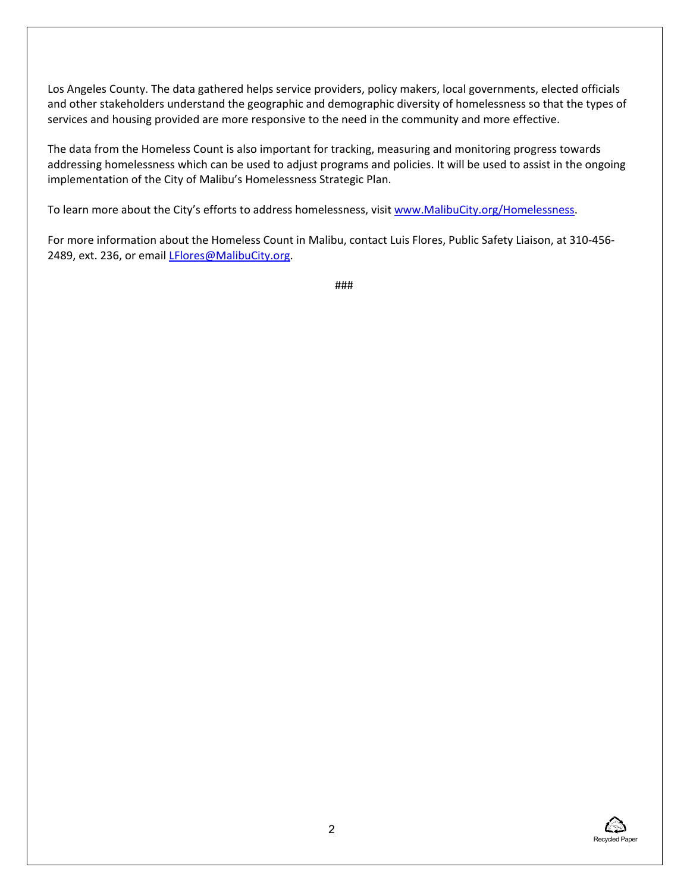Los Angeles County. The data gathered helps service providers, policy makers, local governments, elected officials and other stakeholders understand the geographic and demographic diversity of homelessness so that the types of services and housing provided are more responsive to the need in the community and more effective.

The data from the Homeless Count is also important for tracking, measuring and monitoring progress towards addressing homelessness which can be used to adjust programs and policies. It will be used to assist in the ongoing implementation of the City of Malibu's Homelessness Strategic Plan.

To learn more about the City's efforts to address homelessness, visit [www.MalibuCity.org/Homelessness](http://www.MalibuCity.org/Homelessness).

For more information about the Homeless Count in Malibu, contact Luis Flores, Public Safety Liaison, at 310-456-2489, ext. 236, or email [LFlores@MalibuCity.org](mailto:LFlores@MalibuCity.org).

###

Recycled Paper